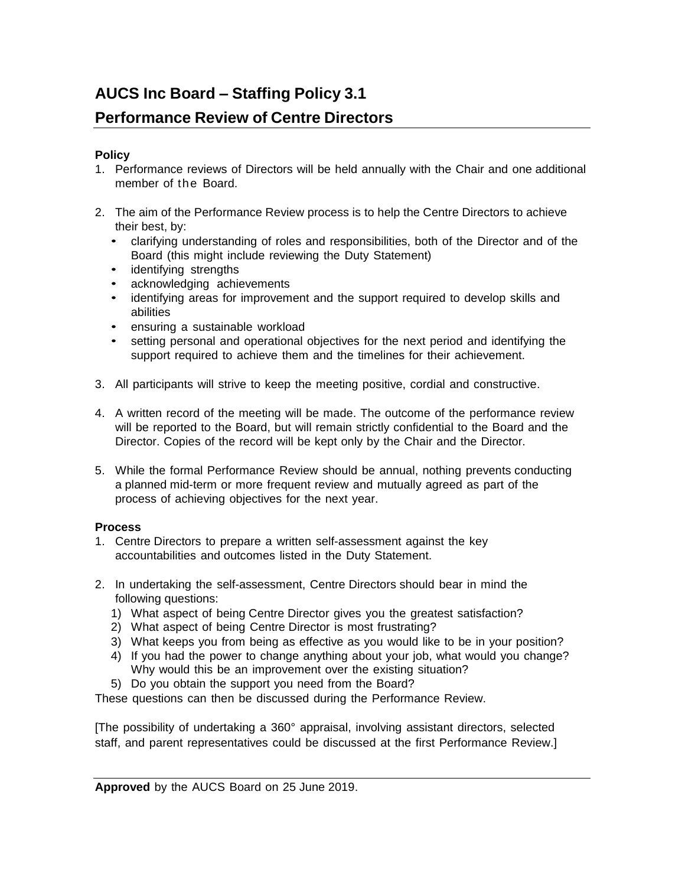# AUCS Inc Board – Staffing Policy 3.1

## Performance Review of Centre Directors

**Policy**

1. Performance reviews of Directors will be held annually with the Chair and one additional member of the Board.

2. The aim of the Performance Review process is to help the Centre Directors to achieve their best, by:
   - clarifying understanding of roles and responsibilities, both of the Director and of the Board (this might include reviewing the Duty Statement)
   - identifying strengths
   - acknowledging achievements
   - identifying areas for improvement and the support required to develop skills and abilities
   - ensuring a sustainable workload
   - setting personal and operational objectives for the next period and identifying the support required to achieve them and the timelines for their achievement.

3. All participants will strive to keep the meeting positive, cordial and constructive.

4. A written record of the meeting will be made. The outcome of the performance review will be reported to the Board, but will remain strictly confidential to the Board and the Director. Copies of the record will be kept only by the Chair and the Director.

5. While the formal Performance Review should be annual, nothing prevents conducting a planned mid-term or more frequent review and mutually agreed as part of the process of achieving objectives for the next year.

**Process**

1. Centre Directors to prepare a written self-assessment against the key accountabilities and outcomes listed in the Duty Statement.

2. In undertaking the self-assessment, Centre Directors should bear in mind the following questions:
   1) What aspect of being Centre Director gives you the greatest satisfaction?
   2) What aspect of being Centre Director is most frustrating?
   3) What keeps you from being as effective as you would like to be in your position?
   4) If you had the power to change anything about your job, what would you change? Why would this be an improvement over the existing situation?
   5) Do you obtain the support you need from the Board?

These questions can then be discussed during the Performance Review.

[The possibility of undertaking a 360° appraisal, involving assistant directors, selected staff, and parent representatives could be discussed at the first Performance Review.]

---

**Approved** by the AUCS Board on 25 June 2019.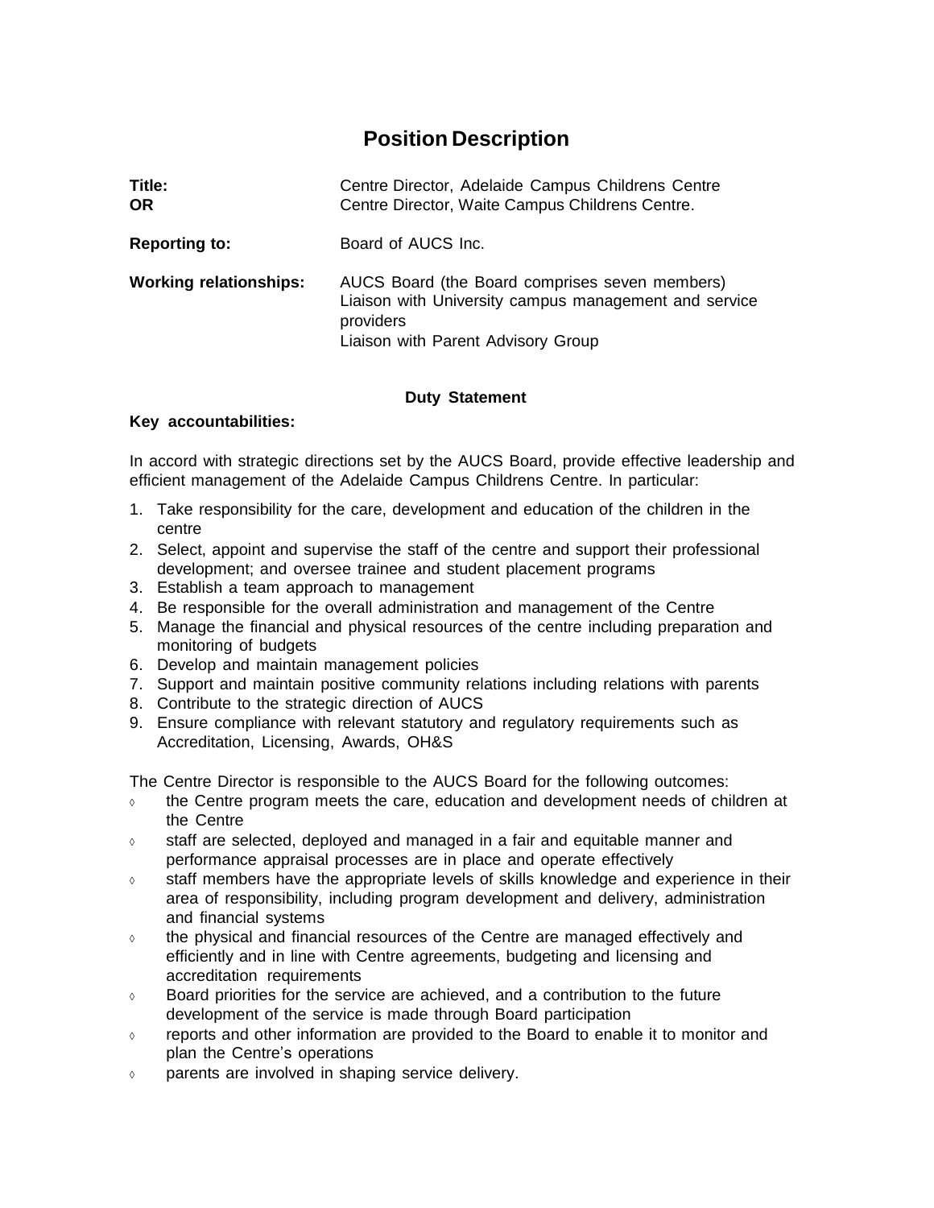# Position Description

| | |
|---|---|
| **Title:**<br>**OR** | Centre Director, Adelaide Campus Childrens Centre<br>Centre Director, Waite Campus Childrens Centre. |
| **Reporting to:** | Board of AUCS Inc. |
| **Working relationships:** | AUCS Board (the Board comprises seven members)<br>Liaison with University campus management and service providers<br>Liaison with Parent Advisory Group |

**Duty Statement**

**Key accountabilities:**

In accord with strategic directions set by the AUCS Board, provide effective leadership and efficient management of the Adelaide Campus Childrens Centre. In particular:

1. Take responsibility for the care, development and education of the children in the centre
2. Select, appoint and supervise the staff of the centre and support their professional development; and oversee trainee and student placement programs
3. Establish a team approach to management
4. Be responsible for the overall administration and management of the Centre
5. Manage the financial and physical resources of the centre including preparation and monitoring of budgets
6. Develop and maintain management policies
7. Support and maintain positive community relations including relations with parents
8. Contribute to the strategic direction of AUCS
9. Ensure compliance with relevant statutory and regulatory requirements such as Accreditation, Licensing, Awards, OH&S

The Centre Director is responsible to the AUCS Board for the following outcomes:

- the Centre program meets the care, education and development needs of children at the Centre
- staff are selected, deployed and managed in a fair and equitable manner and performance appraisal processes are in place and operate effectively
- staff members have the appropriate levels of skills knowledge and experience in their area of responsibility, including program development and delivery, administration and financial systems
- the physical and financial resources of the Centre are managed effectively and efficiently and in line with Centre agreements, budgeting and licensing and accreditation requirements
- Board priorities for the service are achieved, and a contribution to the future development of the service is made through Board participation
- reports and other information are provided to the Board to enable it to monitor and plan the Centre's operations
- parents are involved in shaping service delivery.